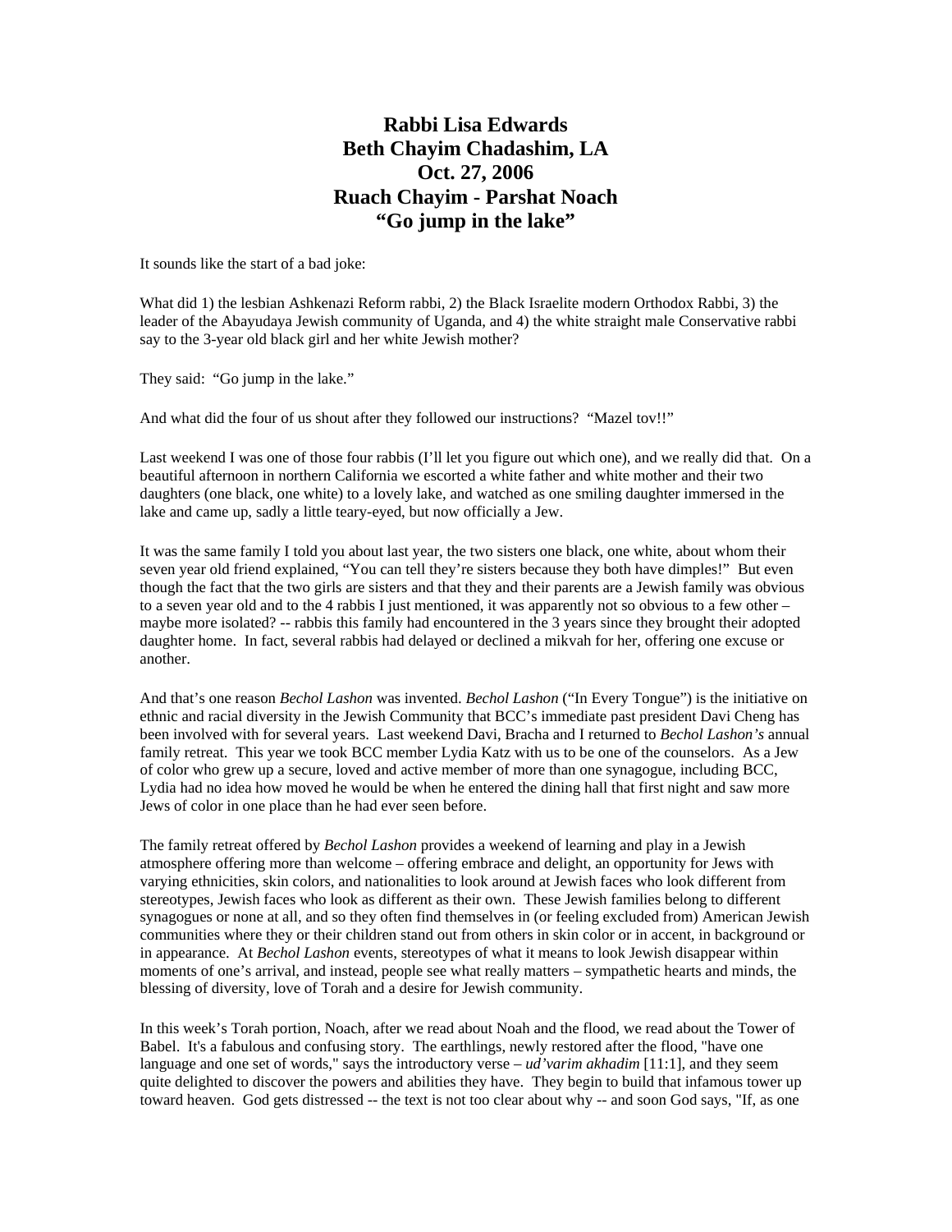# Rabbi Lisa Edwards
# Beth Chayim Chadashim, LA
# Oct. 27, 2006
# Ruach Chayim - Parshat Noach
# "Go jump in the lake"

It sounds like the start of a bad joke:

What did 1) the lesbian Ashkenazi Reform rabbi, 2) the Black Israelite modern Orthodox Rabbi, 3) the leader of the Abayudaya Jewish community of Uganda, and 4) the white straight male Conservative rabbi say to the 3-year old black girl and her white Jewish mother?

They said: "Go jump in the lake."

And what did the four of us shout after they followed our instructions? "Mazel tov!!"

Last weekend I was one of those four rabbis (I'll let you figure out which one), and we really did that. On a beautiful afternoon in northern California we escorted a white father and white mother and their two daughters (one black, one white) to a lovely lake, and watched as one smiling daughter immersed in the lake and came up, sadly a little teary-eyed, but now officially a Jew.

It was the same family I told you about last year, the two sisters one black, one white, about whom their seven year old friend explained, "You can tell they're sisters because they both have dimples!" But even though the fact that the two girls are sisters and that they and their parents are a Jewish family was obvious to a seven year old and to the 4 rabbis I just mentioned, it was apparently not so obvious to a few other – maybe more isolated? -- rabbis this family had encountered in the 3 years since they brought their adopted daughter home. In fact, several rabbis had delayed or declined a mikvah for her, offering one excuse or another.

And that's one reason *Bechol Lashon* was invented. *Bechol Lashon* ("In Every Tongue") is the initiative on ethnic and racial diversity in the Jewish Community that BCC's immediate past president Davi Cheng has been involved with for several years. Last weekend Davi, Bracha and I returned to *Bechol Lashon's* annual family retreat. This year we took BCC member Lydia Katz with us to be one of the counselors. As a Jew of color who grew up a secure, loved and active member of more than one synagogue, including BCC, Lydia had no idea how moved he would be when he entered the dining hall that first night and saw more Jews of color in one place than he had ever seen before.

The family retreat offered by *Bechol Lashon* provides a weekend of learning and play in a Jewish atmosphere offering more than welcome – offering embrace and delight, an opportunity for Jews with varying ethnicities, skin colors, and nationalities to look around at Jewish faces who look different from stereotypes, Jewish faces who look as different as their own. These Jewish families belong to different synagogues or none at all, and so they often find themselves in (or feeling excluded from) American Jewish communities where they or their children stand out from others in skin color or in accent, in background or in appearance. At *Bechol Lashon* events, stereotypes of what it means to look Jewish disappear within moments of one's arrival, and instead, people see what really matters – sympathetic hearts and minds, the blessing of diversity, love of Torah and a desire for Jewish community.

In this week's Torah portion, Noach, after we read about Noah and the flood, we read about the Tower of Babel. It's a fabulous and confusing story. The earthlings, newly restored after the flood, "have one language and one set of words," says the introductory verse – *ud'varim akhadim* [11:1], and they seem quite delighted to discover the powers and abilities they have. They begin to build that infamous tower up toward heaven. God gets distressed -- the text is not too clear about why -- and soon God says, "If, as one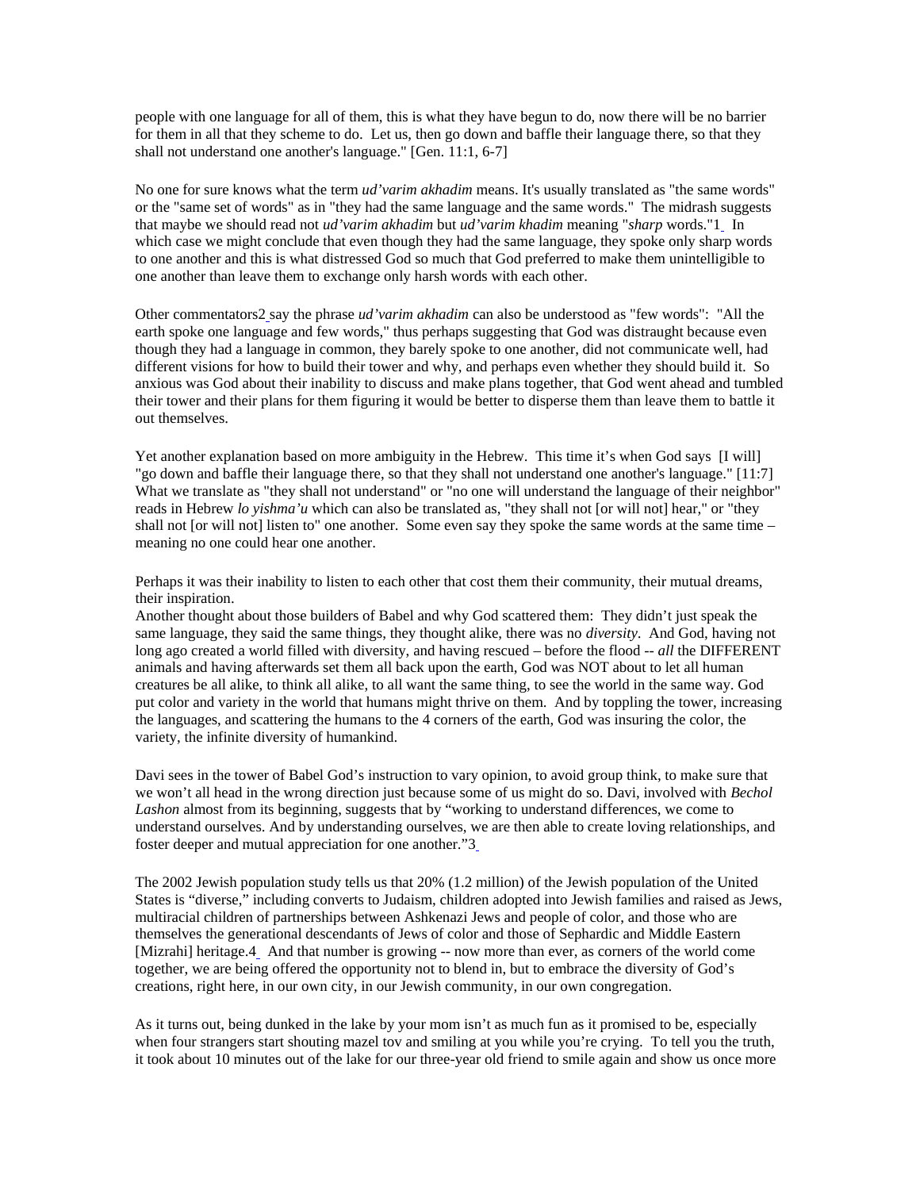people with one language for all of them, this is what they have begun to do, now there will be no barrier for them in all that they scheme to do. Let us, then go down and baffle their language there, so that they shall not understand one another's language." [Gen. 11:1, 6-7]

No one for sure knows what the term *ud'varim akhadim* means. It's usually translated as "the same words" or the "same set of words" as in "they had the same language and the same words." The midrash suggests that maybe we should read not *ud'varim akhadim* but *ud'varim khadim* meaning "*sharp* words."[1] In which case we might conclude that even though they had the same language, they spoke only sharp words to one another and this is what distressed God so much that God preferred to make them unintelligible to one another than leave them to exchange only harsh words with each other.

Other commentators[2] say the phrase *ud'varim akhadim* can also be understood as "few words": "All the earth spoke one language and few words," thus perhaps suggesting that God was distraught because even though they had a language in common, they barely spoke to one another, did not communicate well, had different visions for how to build their tower and why, and perhaps even whether they should build it. So anxious was God about their inability to discuss and make plans together, that God went ahead and tumbled their tower and their plans for them figuring it would be better to disperse them than leave them to battle it out themselves.

Yet another explanation based on more ambiguity in the Hebrew. This time it's when God says [I will] "go down and baffle their language there, so that they shall not understand one another's language." [11:7] What we translate as "they shall not understand" or "no one will understand the language of their neighbor" reads in Hebrew *lo yishma'u* which can also be translated as, "they shall not [or will not] hear," or "they shall not [or will not] listen to" one another. Some even say they spoke the same words at the same time – meaning no one could hear one another.

Perhaps it was their inability to listen to each other that cost them their community, their mutual dreams, their inspiration.
Another thought about those builders of Babel and why God scattered them: They didn't just speak the same language, they said the same things, they thought alike, there was no *diversity*. And God, having not long ago created a world filled with diversity, and having rescued – before the flood -- *all* the DIFFERENT animals and having afterwards set them all back upon the earth, God was NOT about to let all human creatures be all alike, to think all alike, to all want the same thing, to see the world in the same way. God put color and variety in the world that humans might thrive on them. And by toppling the tower, increasing the languages, and scattering the humans to the 4 corners of the earth, God was insuring the color, the variety, the infinite diversity of humankind.

Davi sees in the tower of Babel God's instruction to vary opinion, to avoid group think, to make sure that we won't all head in the wrong direction just because some of us might do so. Davi, involved with *Bechol Lashon* almost from its beginning, suggests that by "working to understand differences, we come to understand ourselves. And by understanding ourselves, we are then able to create loving relationships, and foster deeper and mutual appreciation for one another."[3]

The 2002 Jewish population study tells us that 20% (1.2 million) of the Jewish population of the United States is "diverse," including converts to Judaism, children adopted into Jewish families and raised as Jews, multiracial children of partnerships between Ashkenazi Jews and people of color, and those who are themselves the generational descendants of Jews of color and those of Sephardic and Middle Eastern [Mizrahi] heritage.[4] And that number is growing -- now more than ever, as corners of the world come together, we are being offered the opportunity not to blend in, but to embrace the diversity of God's creations, right here, in our own city, in our Jewish community, in our own congregation.

As it turns out, being dunked in the lake by your mom isn't as much fun as it promised to be, especially when four strangers start shouting mazel tov and smiling at you while you're crying. To tell you the truth, it took about 10 minutes out of the lake for our three-year old friend to smile again and show us once more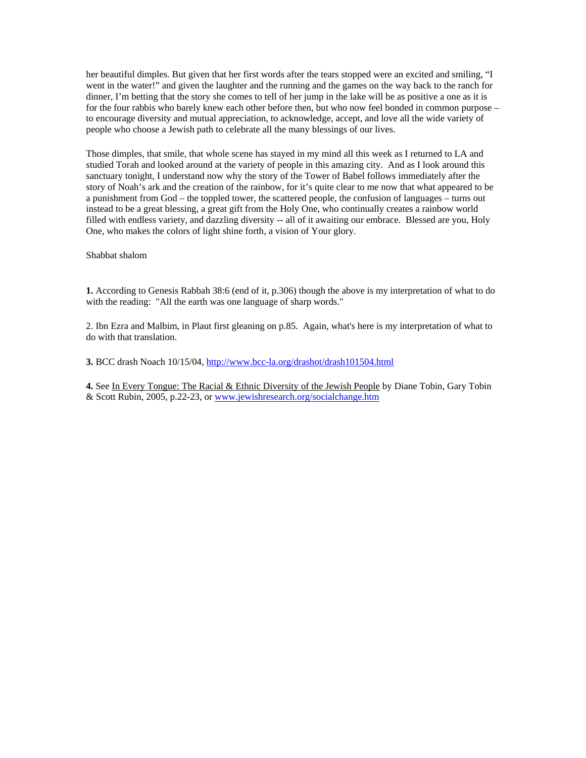her beautiful dimples. But given that her first words after the tears stopped were an excited and smiling, "I went in the water!" and given the laughter and the running and the games on the way back to the ranch for dinner, I'm betting that the story she comes to tell of her jump in the lake will be as positive a one as it is for the four rabbis who barely knew each other before then, but who now feel bonded in common purpose – to encourage diversity and mutual appreciation, to acknowledge, accept, and love all the wide variety of people who choose a Jewish path to celebrate all the many blessings of our lives.

Those dimples, that smile, that whole scene has stayed in my mind all this week as I returned to LA and studied Torah and looked around at the variety of people in this amazing city. And as I look around this sanctuary tonight, I understand now why the story of the Tower of Babel follows immediately after the story of Noah's ark and the creation of the rainbow, for it's quite clear to me now that what appeared to be a punishment from God – the toppled tower, the scattered people, the confusion of languages – turns out instead to be a great blessing, a great gift from the Holy One, who continually creates a rainbow world filled with endless variety, and dazzling diversity -- all of it awaiting our embrace. Blessed are you, Holy One, who makes the colors of light shine forth, a vision of Your glory.

Shabbat shalom

**1.** According to Genesis Rabbah 38:6 (end of it, p.306) though the above is my interpretation of what to do with the reading: "All the earth was one language of sharp words."

2. Ibn Ezra and Malbim, in Plaut first gleaning on p.85. Again, what's here is my interpretation of what to do with that translation.

**3.** BCC drash Noach 10/15/04, http://www.bcc-la.org/drashot/drash101504.html

**4.** See In Every Tongue: The Racial & Ethnic Diversity of the Jewish People by Diane Tobin, Gary Tobin & Scott Rubin, 2005, p.22-23, or www.jewishresearch.org/socialchange.htm